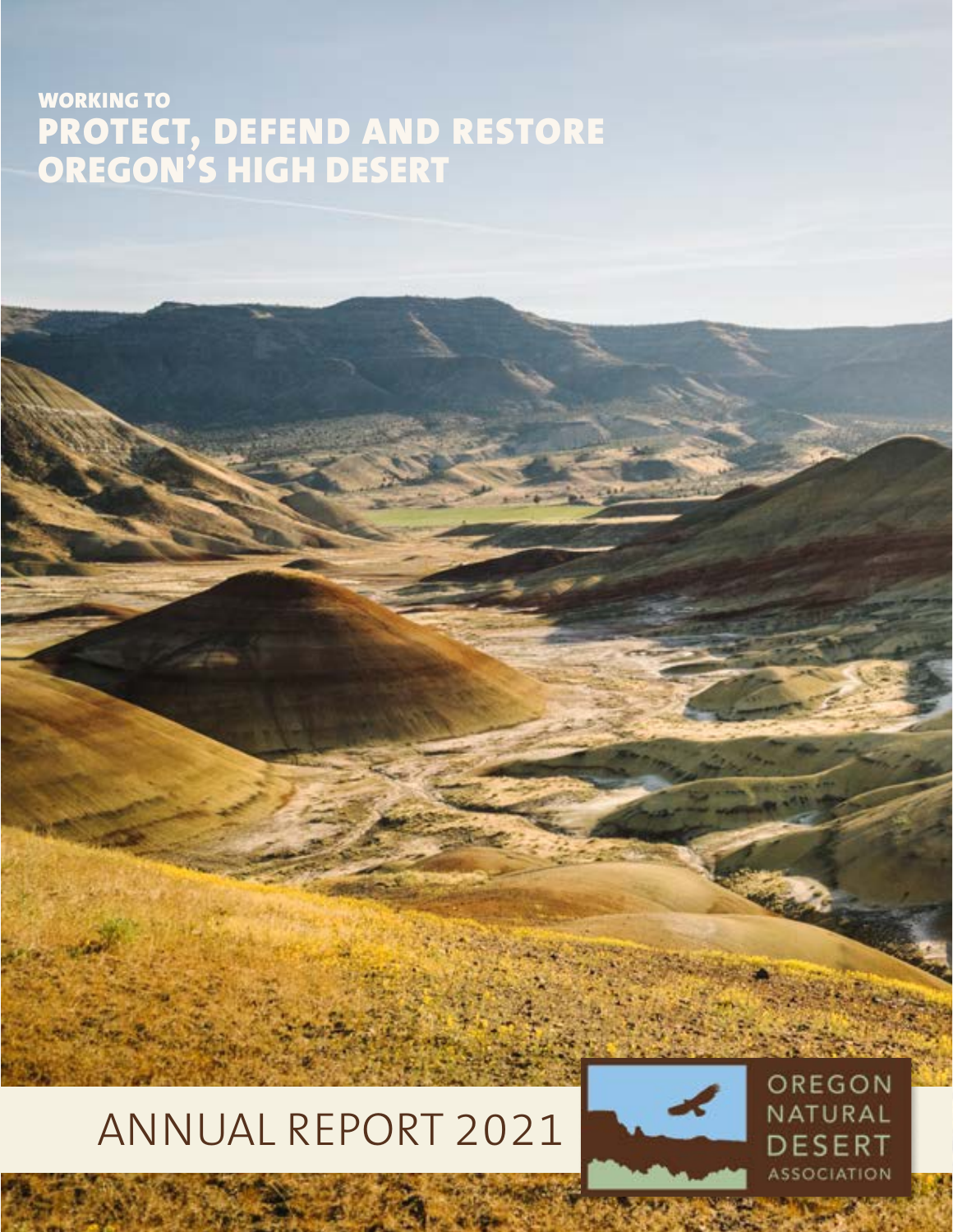WORKING TO

# PROTECT, DEFEND AND RESTORE OREGON'S HIGH DESERT

# ANNUAL REPORT 2021

OREGON NATURAL DESERT ASSOCIATION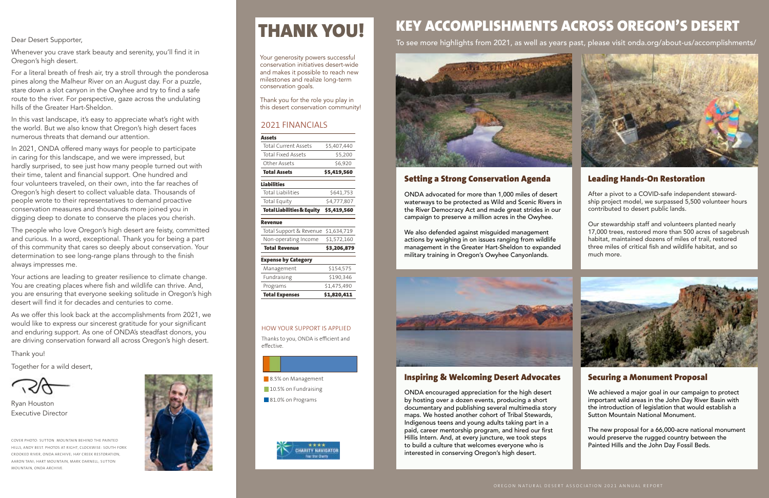Dear Desert Supporter,

Whenever you crave stark beauty and serenity, you'll find it in Oregon's high desert.

For a literal breath of fresh air, try a stroll through the ponderosa pines along the Malheur River on an August day. For a puzzle, stare down a slot canyon in the Owyhee and try to find a safe route to the river. For perspective, gaze across the undulating hills of the Greater Hart-Sheldon.

In this vast landscape, it's easy to appreciate what's right with the world. But we also know that Oregon's high desert faces numerous threats that demand our attention.

In 2021, ONDA offered many ways for people to participate in caring for this landscape, and we were impressed, but hardly surprised, to see just how many people turned out with their time, talent and financial support. One hundred and four volunteers traveled, on their own, into the far reaches of Oregon's high desert to collect valuable data. Thousands of people wrote to their representatives to demand proactive conservation measures and thousands more joined you in digging deep to donate to conserve the places you cherish.

The people who love Oregon's high desert are feisty, committed and curious. In a word, exceptional. Thank you for being a part of this community that cares so deeply about conservation. Your determination to see long-range plans through to the finish always impresses me.

Your actions are leading to greater resilience to climate change. You are creating places where fish and wildlife can thrive. And, you are ensuring that everyone seeking solitude in Oregon's high desert will find it for decades and centuries to come.

As we offer this look back at the accomplishments from 2021, we would like to express our sincerest gratitude for your significant and enduring support. As one of ONDA's steadfast donors, you are driving conservation forward all across Oregon's high desert.

Thank you!

Together for a wild desert,

Ryan Houston
Executive Director

COVER PHOTO: SUTTON MOUNTAIN BEHIND THE PAINTED HILLS, ANDY BEST. PHOTOS AT RIGHT, CLOCKWISE: SOUTH FORK CROOKED RIVER, ONDA ARCHIVE; HAY CREEK RESTORATION, AARON TANI; HART MOUNTAIN, MARK DARNELL; SUTTON MOUNTAIN, ONDA ARCHIVE.

# THANK YOU!

Your generosity powers successful conservation initiatives desert-wide and makes it possible to reach new milestones and realize long-term conservation goals.

Thank you for the role you play in this desert conservation community!

## 2021 FINANCIALS

| **Assets** | |
|---|---|
| Total Current Assets | $5,407,440 |
| Total Fixed Assets | $5,200 |
| Other Assets | $6,920 |
| **Total Assets** | **$5,419,560** |
| **Liabilities** | |
| Total Liabilities | $641,753 |
| Total Equity | $4,777,807 |
| **Total Liabilities & Equity** | **$5,419,560** |
| **Revenue** | |
| Total Support & Revenue | $1,634,719 |
| Non-operating Income | $1,572,160 |
| **Total Revenue** | **$3,206,879** |
| **Expense by Category** | |
| Management | $154,575 |
| Fundraising | $190,346 |
| Programs | $1,475,490 |
| **Total Expenses** | **$1,820,411** |

HOW YOUR SUPPORT IS APPLIED

Thanks to you, ONDA is efficient and effective.

- 8.5% on Management
- 10.5% on Fundraising
- 81.0% on Programs

# KEY ACCOMPLISHMENTS ACROSS OREGON'S DESERT

To see more highlights from 2021, as well as years past, please visit onda.org/about-us/accomplishments/

### Setting a Strong Conservation Agenda

ONDA advocated for more than 1,000 miles of desert waterways to be protected as Wild and Scenic Rivers in the River Democracy Act and made great strides in our campaign to preserve a million acres in the Owyhee.

We also defended against misguided management actions by weighing in on issues ranging from wildlife management in the Greater Hart-Sheldon to expanded military training in Oregon's Owyhee Canyonlands.

### Leading Hands-On Restoration

After a pivot to a COVID-safe independent stewardship project model, we surpassed 5,500 volunteer hours contributed to desert public lands.

Our stewardship staff and volunteers planted nearly 17,000 trees, restored more than 500 acres of sagebrush habitat, maintained dozens of miles of trail, restored three miles of critical fish and wildlife habitat, and so much more.

### Inspiring & Welcoming Desert Advocates

ONDA encouraged appreciation for the high desert by hosting over a dozen events, producing a short documentary and publishing several multimedia story maps. We hosted another cohort of Tribal Stewards, Indigenous teens and young adults taking part in a paid, career mentorship program, and hired our first Hillis Intern. And, at every juncture, we took steps to build a culture that welcomes everyone who is interested in conserving Oregon's high desert.

### Securing a Monument Proposal

We achieved a major goal in our campaign to protect important wild areas in the John Day River Basin with the introduction of legislation that would establish a Sutton Mountain National Monument.

The new proposal for a 66,000-acre national monument would preserve the rugged country between the Painted Hills and the John Day Fossil Beds.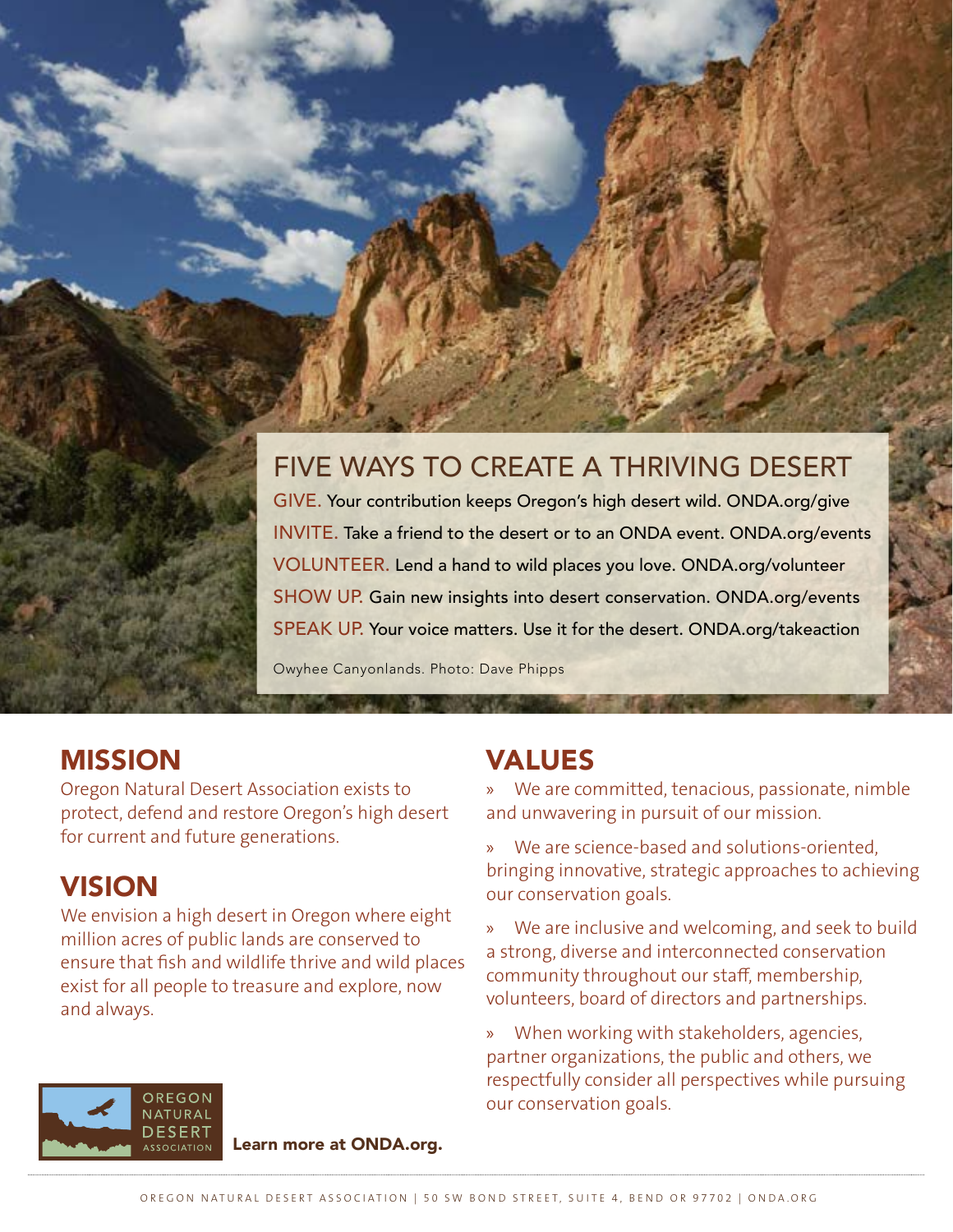## FIVE WAYS TO CREATE A THRIVING DESERT

**GIVE.** Your contribution keeps Oregon's high desert wild. ONDA.org/give

**INVITE.** Take a friend to the desert or to an ONDA event. ONDA.org/events

**VOLUNTEER.** Lend a hand to wild places you love. ONDA.org/volunteer

**SHOW UP.** Gain new insights into desert conservation. ONDA.org/events

**SPEAK UP.** Your voice matters. Use it for the desert. ONDA.org/takeaction

Owyhee Canyonlands. Photo: Dave Phipps

## MISSION

Oregon Natural Desert Association exists to protect, defend and restore Oregon's high desert for current and future generations.

## VISION

We envision a high desert in Oregon where eight million acres of public lands are conserved to ensure that fish and wildlife thrive and wild places exist for all people to treasure and explore, now and always.

## VALUES

» We are committed, tenacious, passionate, nimble and unwavering in pursuit of our mission.

» We are science-based and solutions-oriented, bringing innovative, strategic approaches to achieving our conservation goals.

» We are inclusive and welcoming, and seek to build a strong, diverse and interconnected conservation community throughout our staff, membership, volunteers, board of directors and partnerships.

» When working with stakeholders, agencies, partner organizations, the public and others, we respectfully consider all perspectives while pursuing our conservation goals.

OREGON NATURAL DESERT ASSOCIATION

**Learn more at ONDA.org.**

OREGON NATURAL DESERT ASSOCIATION | 50 SW BOND STREET, SUITE 4, BEND OR 97702 | ONDA.ORG